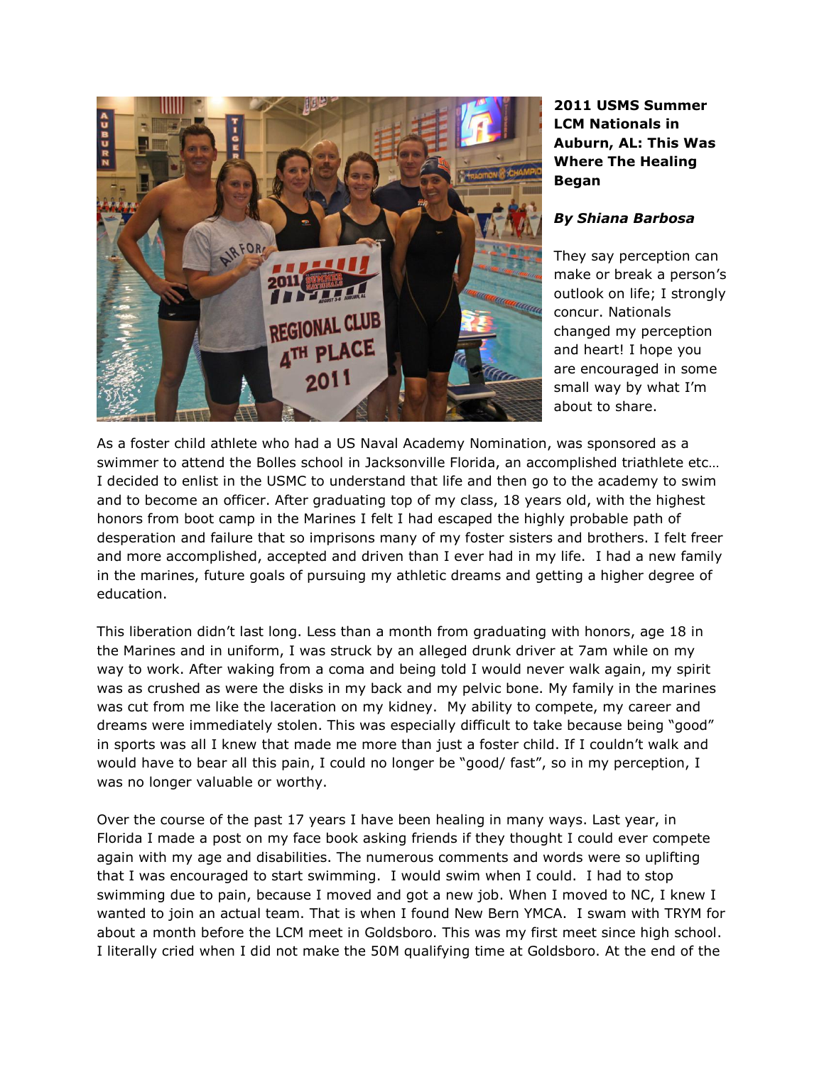**2011 USMS Summer LCM Nationals in Auburn, AL: This Was Where The Healing Began**

***By Shiana Barbosa***

They say perception can make or break a person's outlook on life; I strongly concur. Nationals changed my perception and heart! I hope you are encouraged in some small way by what I'm about to share.

As a foster child athlete who had a US Naval Academy Nomination, was sponsored as a swimmer to attend the Bolles school in Jacksonville Florida, an accomplished triathlete etc… I decided to enlist in the USMC to understand that life and then go to the academy to swim and to become an officer. After graduating top of my class, 18 years old, with the highest honors from boot camp in the Marines I felt I had escaped the highly probable path of desperation and failure that so imprisons many of my foster sisters and brothers. I felt freer and more accomplished, accepted and driven than I ever had in my life. I had a new family in the marines, future goals of pursuing my athletic dreams and getting a higher degree of education.

This liberation didn't last long. Less than a month from graduating with honors, age 18 in the Marines and in uniform, I was struck by an alleged drunk driver at 7am while on my way to work. After waking from a coma and being told I would never walk again, my spirit was as crushed as were the disks in my back and my pelvic bone. My family in the marines was cut from me like the laceration on my kidney. My ability to compete, my career and dreams were immediately stolen. This was especially difficult to take because being "good" in sports was all I knew that made me more than just a foster child. If I couldn't walk and would have to bear all this pain, I could no longer be "good/ fast", so in my perception, I was no longer valuable or worthy.

Over the course of the past 17 years I have been healing in many ways. Last year, in Florida I made a post on my face book asking friends if they thought I could ever compete again with my age and disabilities. The numerous comments and words were so uplifting that I was encouraged to start swimming. I would swim when I could. I had to stop swimming due to pain, because I moved and got a new job. When I moved to NC, I knew I wanted to join an actual team. That is when I found New Bern YMCA. I swam with TRYM for about a month before the LCM meet in Goldsboro. This was my first meet since high school. I literally cried when I did not make the 50M qualifying time at Goldsboro. At the end of the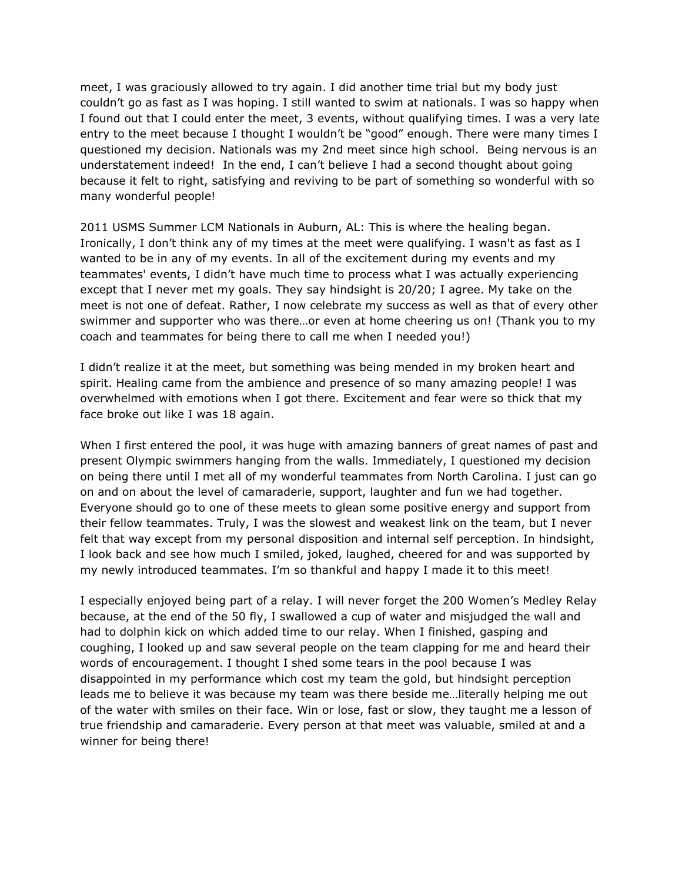meet, I was graciously allowed to try again. I did another time trial but my body just couldn't go as fast as I was hoping. I still wanted to swim at nationals. I was so happy when I found out that I could enter the meet, 3 events, without qualifying times. I was a very late entry to the meet because I thought I wouldn't be "good" enough. There were many times I questioned my decision. Nationals was my 2nd meet since high school. Being nervous is an understatement indeed! In the end, I can't believe I had a second thought about going because it felt to right, satisfying and reviving to be part of something so wonderful with so many wonderful people!

2011 USMS Summer LCM Nationals in Auburn, AL: This is where the healing began. Ironically, I don't think any of my times at the meet were qualifying. I wasn't as fast as I wanted to be in any of my events. In all of the excitement during my events and my teammates' events, I didn't have much time to process what I was actually experiencing except that I never met my goals. They say hindsight is 20/20; I agree. My take on the meet is not one of defeat. Rather, I now celebrate my success as well as that of every other swimmer and supporter who was there…or even at home cheering us on! (Thank you to my coach and teammates for being there to call me when I needed you!)

I didn't realize it at the meet, but something was being mended in my broken heart and spirit. Healing came from the ambience and presence of so many amazing people! I was overwhelmed with emotions when I got there. Excitement and fear were so thick that my face broke out like I was 18 again.

When I first entered the pool, it was huge with amazing banners of great names of past and present Olympic swimmers hanging from the walls. Immediately, I questioned my decision on being there until I met all of my wonderful teammates from North Carolina. I just can go on and on about the level of camaraderie, support, laughter and fun we had together. Everyone should go to one of these meets to glean some positive energy and support from their fellow teammates. Truly, I was the slowest and weakest link on the team, but I never felt that way except from my personal disposition and internal self perception. In hindsight, I look back and see how much I smiled, joked, laughed, cheered for and was supported by my newly introduced teammates. I'm so thankful and happy I made it to this meet!

I especially enjoyed being part of a relay. I will never forget the 200 Women's Medley Relay because, at the end of the 50 fly, I swallowed a cup of water and misjudged the wall and had to dolphin kick on which added time to our relay. When I finished, gasping and coughing, I looked up and saw several people on the team clapping for me and heard their words of encouragement. I thought I shed some tears in the pool because I was disappointed in my performance which cost my team the gold, but hindsight perception leads me to believe it was because my team was there beside me…literally helping me out of the water with smiles on their face. Win or lose, fast or slow, they taught me a lesson of true friendship and camaraderie. Every person at that meet was valuable, smiled at and a winner for being there!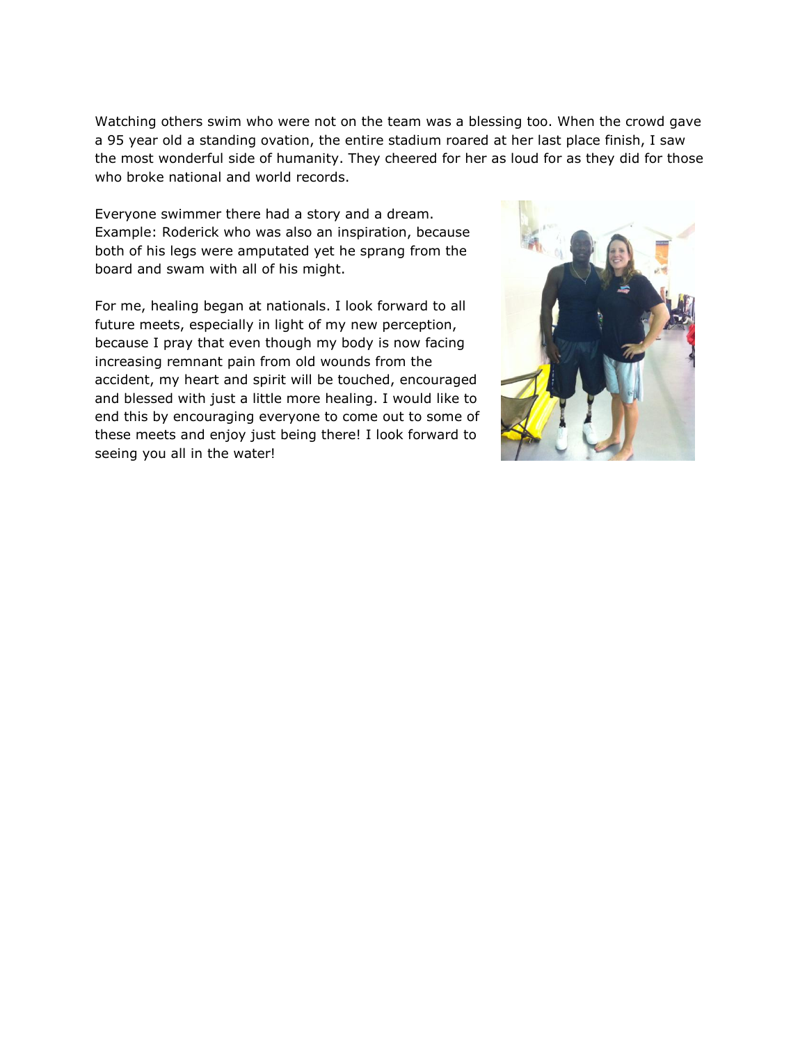Watching others swim who were not on the team was a blessing too. When the crowd gave a 95 year old a standing ovation, the entire stadium roared at her last place finish, I saw the most wonderful side of humanity. They cheered for her as loud for as they did for those who broke national and world records.

Everyone swimmer there had a story and a dream. Example: Roderick who was also an inspiration, because both of his legs were amputated yet he sprang from the board and swam with all of his might.

For me, healing began at nationals. I look forward to all future meets, especially in light of my new perception, because I pray that even though my body is now facing increasing remnant pain from old wounds from the accident, my heart and spirit will be touched, encouraged and blessed with just a little more healing. I would like to end this by encouraging everyone to come out to some of these meets and enjoy just being there! I look forward to seeing you all in the water!